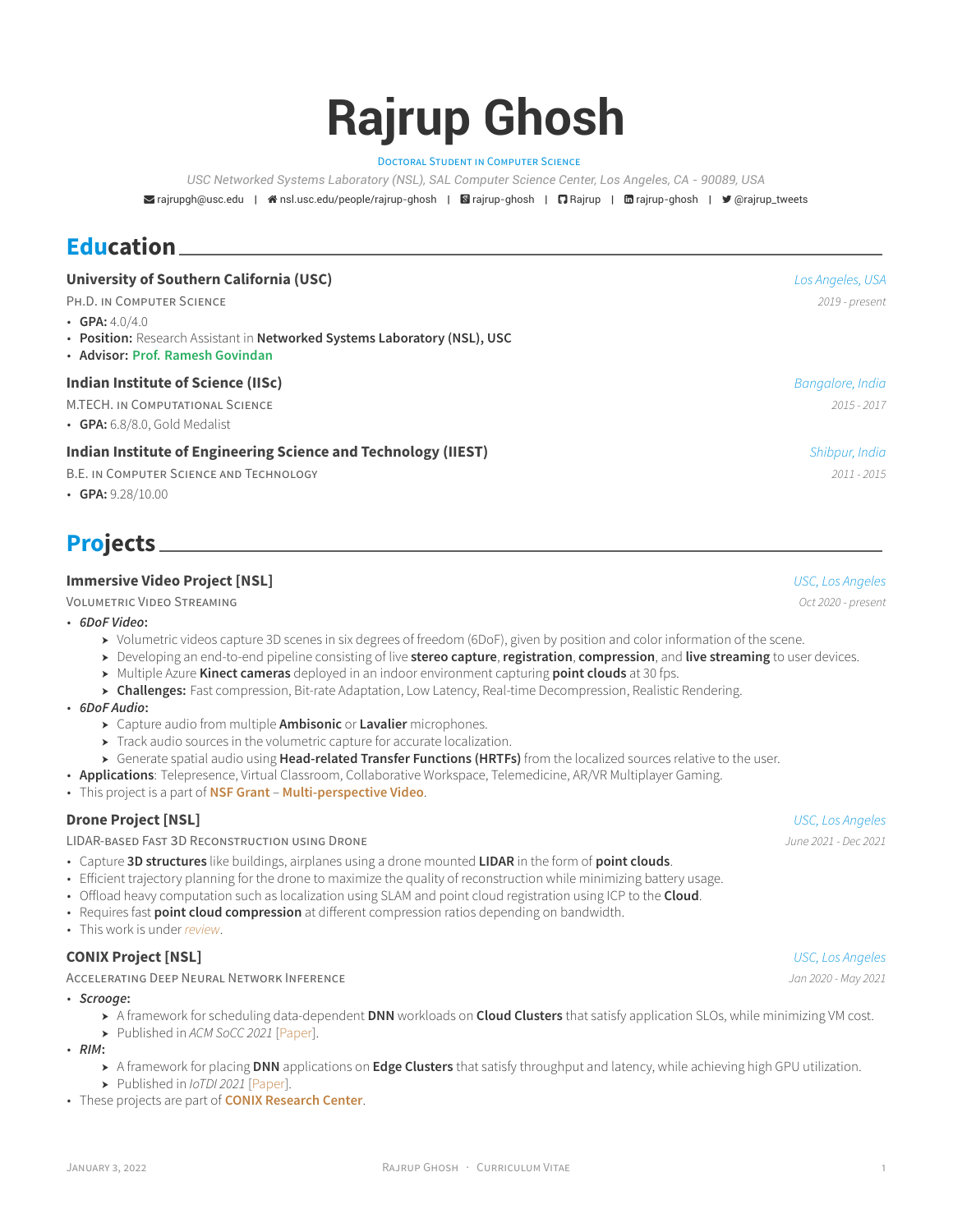# Rajrup Ghosh

DOCTORAL STUDENT IN COMPUTER SCIENCE

*USC Networked Systems Laboratory (NSL), SAL Computer Science Center, Los Angeles, CA - 90089, USA*

rajrupgh@usc.edu | nsl.usc.edu/people/rajrup-ghosh | rajrup-ghosh | Rajrup | rajrup-ghosh | @rajrup_tweets

## Education

**University of Southern California (USC)** — *Los Angeles, USA*

PH.D. IN COMPUTER SCIENCE — *2019 - present*

- **GPA:** 4.0/4.0
- **Position:** Research Assistant in **Networked Systems Laboratory (NSL), USC**
- **Advisor:** **Prof. Ramesh Govindan**

**Indian Institute of Science (IISc)** — *Bangalore, India*

M.TECH. IN COMPUTATIONAL SCIENCE — *2015 - 2017*

- **GPA:** 6.8/8.0, Gold Medalist

**Indian Institute of Engineering Science and Technology (IIEST)** — *Shibpur, India*

B.E. IN COMPUTER SCIENCE AND TECHNOLOGY — *2011 - 2015*

- **GPA:** 9.28/10.00

## Projects

**Immersive Video Project [NSL]** — *USC, Los Angeles*

VOLUMETRIC VIDEO STREAMING — *Oct 2020 - present*

- ***6DoF Video*:**
  - Volumetric videos capture 3D scenes in six degrees of freedom (6DoF), given by position and color information of the scene.
  - Developing an end-to-end pipeline consisting of live **stereo capture**, **registration**, **compression**, and **live streaming** to user devices.
  - Multiple Azure **Kinect cameras** deployed in an indoor environment capturing **point clouds** at 30 fps.
  - **Challenges:** Fast compression, Bit-rate Adaptation, Low Latency, Real-time Decompression, Realistic Rendering.
- ***6DoF Audio*:**
  - Capture audio from multiple **Ambisonic** or **Lavalier** microphones.
  - Track audio sources in the volumetric capture for accurate localization.
  - Generate spatial audio using **Head-related Transfer Functions (HRTFs)** from the localized sources relative to the user.
- **Applications**: Telepresence, Virtual Classroom, Collaborative Workspace, Telemedicine, AR/VR Multiplayer Gaming.
- This project is a part of **NSF Grant** – **Multi-perspective Video**.

**Drone Project [NSL]** — *USC, Los Angeles*

LIDAR-BASED FAST 3D RECONSTRUCTION USING DRONE — *June 2021 - Dec 2021*

- Capture **3D structures** like buildings, airplanes using a drone mounted **LIDAR** in the form of **point clouds**.
- Efficient trajectory planning for the drone to maximize the quality of reconstruction while minimizing battery usage.
- Offload heavy computation such as localization using SLAM and point cloud registration using ICP to the **Cloud**.
- Requires fast **point cloud compression** at different compression ratios depending on bandwidth.
- This work is under *review*.

**CONIX Project [NSL]** — *USC, Los Angeles*

ACCELERATING DEEP NEURAL NETWORK INFERENCE — *Jan 2020 - May 2021*

- ***Scrooge*:**
  - A framework for scheduling data-dependent **DNN** workloads on **Cloud Clusters** that satisfy application SLOs, while minimizing VM cost.
  - Published in *ACM SoCC 2021* [Paper].
- ***RIM*:**
  - A framework for placing **DNN** applications on **Edge Clusters** that satisfy throughput and latency, while achieving high GPU utilization.
  - Published in *IoTDI 2021* [Paper].
- These projects are part of **CONIX Research Center**.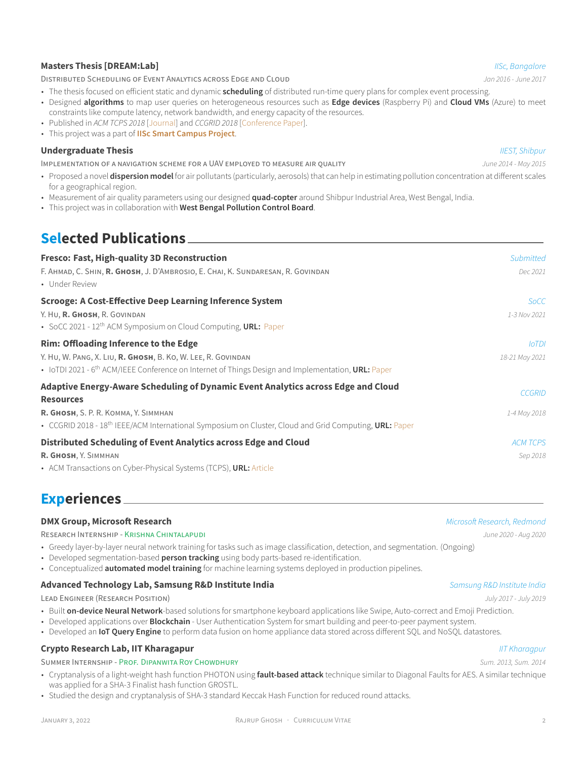### Masters Thesis [DREAM:Lab]

*IISc, Bangalore*

DISTRIBUTED SCHEDULING OF EVENT ANALYTICS ACROSS EDGE AND CLOUD — *Jan 2016 - June 2017*

- The thesis focused on efficient static and dynamic **scheduling** of distributed run-time query plans for complex event processing.
- Designed **algorithms** to map user queries on heterogeneous resources such as **Edge devices** (Raspberry Pi) and **Cloud VMs** (Azure) to meet constraints like compute latency, network bandwidth, and energy capacity of the resources.
- Published in *ACM TCPS 2018* [Journal] and *CCGRID 2018* [Conference Paper].
- This project was a part of **IISc Smart Campus Project**.

### Undergraduate Thesis

*IIEST, Shibpur*

IMPLEMENTATION OF A NAVIGATION SCHEME FOR A UAV EMPLOYED TO MEASURE AIR QUALITY — *June 2014 - May 2015*

- Proposed a novel **dispersion model** for air pollutants (particularly, aerosols) that can help in estimating pollution concentration at different scales for a geographical region.
- Measurement of air quality parameters using our designed **quad-copter** around Shibpur Industrial Area, West Bengal, India.
- This project was in collaboration with **West Bengal Pollution Control Board**.

## Selected Publications

### Fresco: Fast, High-quality 3D Reconstruction

*Submitted*

F. AHMAD, C. SHIN, **R. GHOSH**, J. D'AMBROSIO, E. CHAI, K. SUNDARESAN, R. GOVINDAN — *Dec 2021*

- Under Review

### Scrooge: A Cost-Effective Deep Learning Inference System

*SoCC*

Y. HU, **R. GHOSH**, R. GOVINDAN — *1-3 Nov 2021*

- SoCC 2021 - 12th ACM Symposium on Cloud Computing, **URL:** Paper

### Rim: Offloading Inference to the Edge

*IoTDI*

Y. HU, W. PANG, X. LIU, **R. GHOSH**, B. KO, W. LEE, R. GOVINDAN — *18-21 May 2021*

- IoTDI 2021 - 6th ACM/IEEE Conference on Internet of Things Design and Implementation, **URL:** Paper

### Adaptive Energy-Aware Scheduling of Dynamic Event Analytics across Edge and Cloud Resources

*CCGRID*

**R. GHOSH**, S. P. R. KOMMA, Y. SIMMHAN — *1-4 May 2018*

- CCGRID 2018 - 18th IEEE/ACM International Symposium on Cluster, Cloud and Grid Computing, **URL:** Paper

### Distributed Scheduling of Event Analytics across Edge and Cloud

*ACM TCPS*

**R. GHOSH**, Y. SIMMHAN — *Sep 2018*

- ACM Transactions on Cyber-Physical Systems (TCPS), **URL:** Article

## Experiences

### DMX Group, Microsoft Research

*Microsoft Research, Redmond*

RESEARCH INTERNSHIP - KRISHNA CHINTALAPUDI — *June 2020 - Aug 2020*

- Greedy layer-by-layer neural network training for tasks such as image classification, detection, and segmentation. (Ongoing)
- Developed segmentation-based **person tracking** using body parts-based re-identification.
- Conceptualized **automated model training** for machine learning systems deployed in production pipelines.

### Advanced Technology Lab, Samsung R&D Institute India

*Samsung R&D Institute India*

LEAD ENGINEER (RESEARCH POSITION) — *July 2017 - July 2019*

- Built **on-device Neural Network**-based solutions for smartphone keyboard applications like Swipe, Auto-correct and Emoji Prediction.
- Developed applications over **Blockchain** - User Authentication System for smart building and peer-to-peer payment system.
- Developed an **IoT Query Engine** to perform data fusion on home appliance data stored across different SQL and NoSQL datastores.

### Crypto Research Lab, IIT Kharagapur

*IIT Kharagpur*

SUMMER INTERNSHIP - PROF. DIPANWITA ROY CHOWDHURY — *Sum. 2013, Sum. 2014*

- Cryptanalysis of a light-weight hash function PHOTON using **fault-based attack** technique similar to Diagonal Faults for AES. A similar technique was applied for a SHA-3 Finalist hash function GROSTL.
- Studied the design and cryptanalysis of SHA-3 standard Keccak Hash Function for reduced round attacks.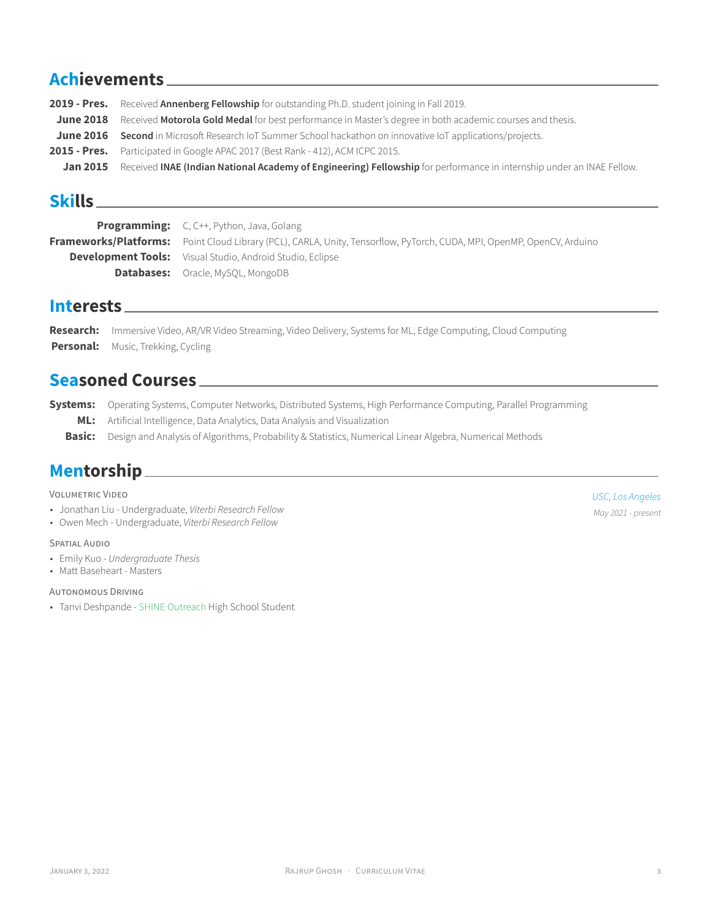## Achievements

**2019 - Pres.** Received **Annenberg Fellowship** for outstanding Ph.D. student joining in Fall 2019.
**June 2018** Received **Motorola Gold Medal** for best performance in Master's degree in both academic courses and thesis.
**June 2016** **Second** in Microsoft Research IoT Summer School hackathon on innovative IoT applications/projects.
**2015 - Pres.** Participated in Google APAC 2017 (Best Rank - 412), ACM ICPC 2015.
**Jan 2015** Received **INAE (Indian National Academy of Engineering) Fellowship** for performance in internship under an INAE Fellow.

## Skills

**Programming:** C, C++, Python, Java, Golang
**Frameworks/Platforms:** Point Cloud Library (PCL), CARLA, Unity, Tensorflow, PyTorch, CUDA, MPI, OpenMP, OpenCV, Arduino
**Development Tools:** Visual Studio, Android Studio, Eclipse
**Databases:** Oracle, MySQL, MongoDB

## Interests

**Research:** Immersive Video, AR/VR Video Streaming, Video Delivery, Systems for ML, Edge Computing, Cloud Computing
**Personal:** Music, Trekking, Cycling

## Seasoned Courses

**Systems:** Operating Systems, Computer Networks, Distributed Systems, High Performance Computing, Parallel Programming
**ML:** Artificial Intelligence, Data Analytics, Data Analysis and Visualization
**Basic:** Design and Analysis of Algorithms, Probability & Statistics, Numerical Linear Algebra, Numerical Methods

## Mentorship

*USC, Los Angeles*
*May 2021 - present*

VOLUMETRIC VIDEO

- Jonathan Liu - Undergraduate, *Viterbi Research Fellow*
- Owen Mech - Undergraduate, *Viterbi Research Fellow*

SPATIAL AUDIO

- Emily Kuo - *Undergraduate Thesis*
- Matt Baseheart - Masters

AUTONOMOUS DRIVING

- Tanvi Deshpande - SHINE Outreach High School Student